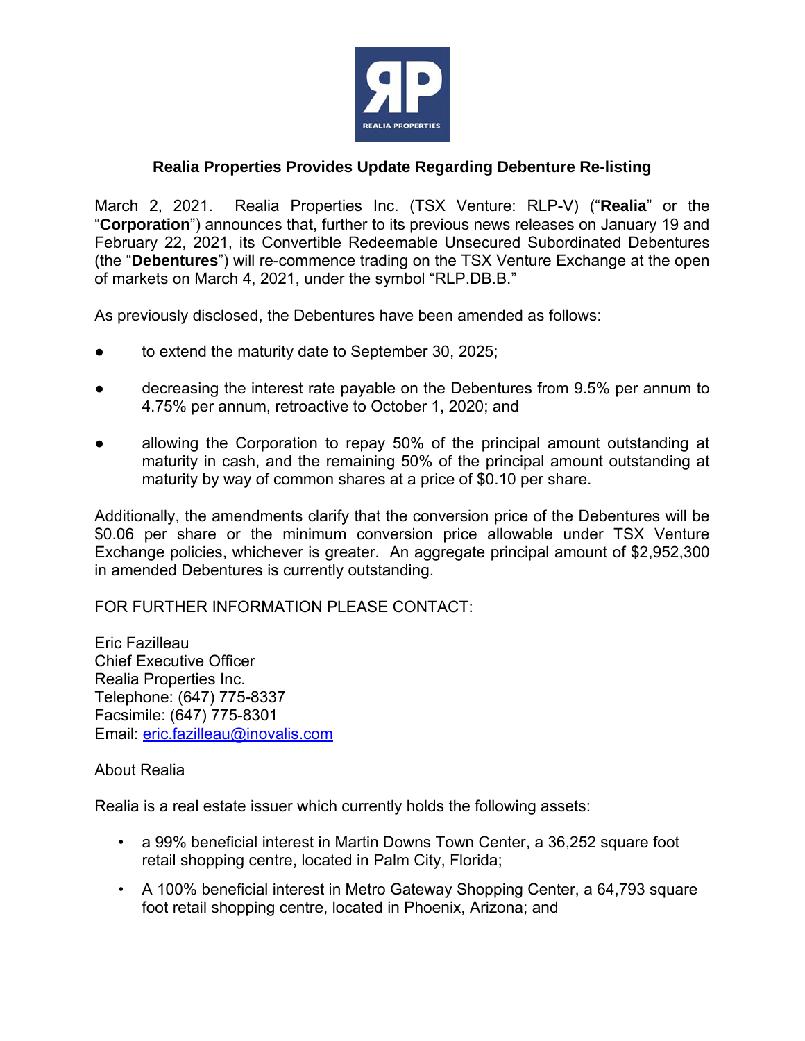# Realia Properties Provides Update Regarding Debenture Re-listing

March 2, 2021. Realia Properties Inc. (TSX Venture: RLP-V) ("**Realia**" or the "**Corporation**") announces that, further to its previous news releases on January 19 and February 22, 2021, its Convertible Redeemable Unsecured Subordinated Debentures (the "**Debentures**") will re-commence trading on the TSX Venture Exchange at the open of markets on March 4, 2021, under the symbol "RLP.DB.B."

As previously disclosed, the Debentures have been amended as follows:

- to extend the maturity date to September 30, 2025;
- decreasing the interest rate payable on the Debentures from 9.5% per annum to 4.75% per annum, retroactive to October 1, 2020; and
- allowing the Corporation to repay 50% of the principal amount outstanding at maturity in cash, and the remaining 50% of the principal amount outstanding at maturity by way of common shares at a price of $0.10 per share.

Additionally, the amendments clarify that the conversion price of the Debentures will be $0.06 per share or the minimum conversion price allowable under TSX Venture Exchange policies, whichever is greater. An aggregate principal amount of $2,952,300 in amended Debentures is currently outstanding.

FOR FURTHER INFORMATION PLEASE CONTACT:

Eric Fazilleau
Chief Executive Officer
Realia Properties Inc.
Telephone: (647) 775-8337
Facsimile: (647) 775-8301
Email: eric.fazilleau@inovalis.com

About Realia

Realia is a real estate issuer which currently holds the following assets:

- a 99% beneficial interest in Martin Downs Town Center, a 36,252 square foot retail shopping centre, located in Palm City, Florida;
- A 100% beneficial interest in Metro Gateway Shopping Center, a 64,793 square foot retail shopping centre, located in Phoenix, Arizona; and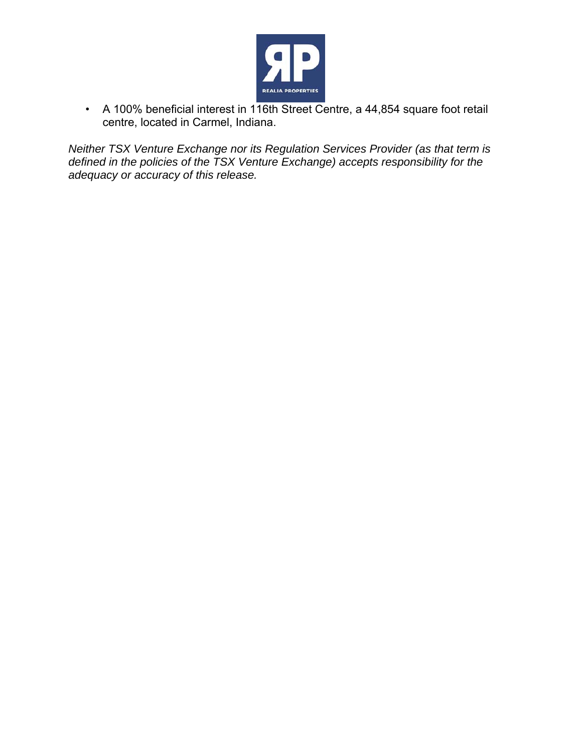- A 100% beneficial interest in 116th Street Centre, a 44,854 square foot retail centre, located in Carmel, Indiana.

*Neither TSX Venture Exchange nor its Regulation Services Provider (as that term is defined in the policies of the TSX Venture Exchange) accepts responsibility for the adequacy or accuracy of this release.*